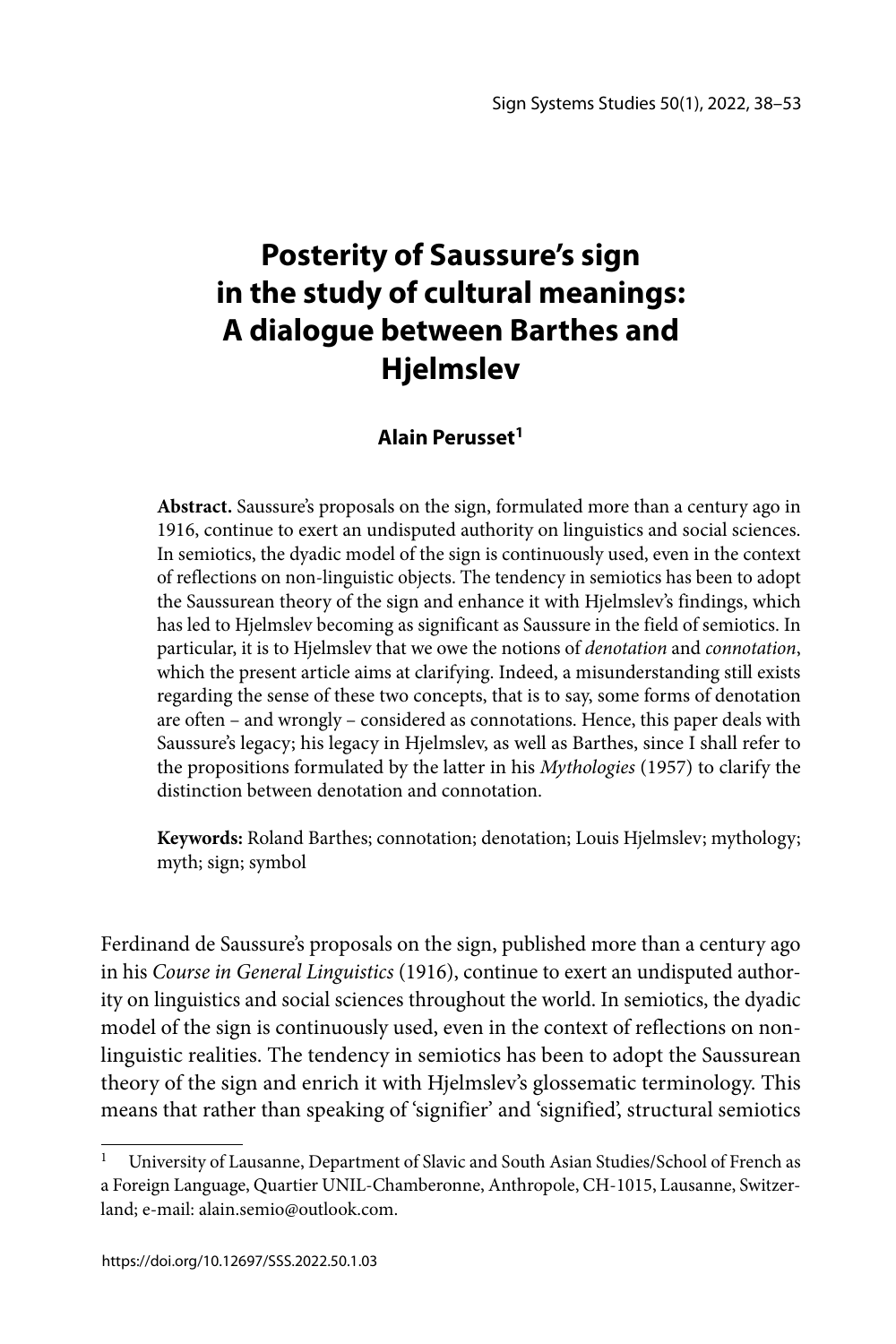# Posterity of Saussure's sign in the study of cultural meanings: A dialogue between Barthes and Hjelmslev

**Alain Perusset[1]**

**Abstract.** Saussure's proposals on the sign, formulated more than a century ago in 1916, continue to exert an undisputed authority on linguistics and social sciences. In semiotics, the dyadic model of the sign is continuously used, even in the context of reflections on non-linguistic objects. The tendency in semiotics has been to adopt the Saussurean theory of the sign and enhance it with Hjelmslev's findings, which has led to Hjelmslev becoming as significant as Saussure in the field of semiotics. In particular, it is to Hjelmslev that we owe the notions of *denotation* and *connotation*, which the present article aims at clarifying. Indeed, a misunderstanding still exists regarding the sense of these two concepts, that is to say, some forms of denotation are often – and wrongly – considered as connotations. Hence, this paper deals with Saussure's legacy; his legacy in Hjelmslev, as well as Barthes, since I shall refer to the propositions formulated by the latter in his *Mythologies* (1957) to clarify the distinction between denotation and connotation.

**Keywords:** Roland Barthes; connotation; denotation; Louis Hjelmslev; mythology; myth; sign; symbol

Ferdinand de Saussure's proposals on the sign, published more than a century ago in his *Course in General Linguistics* (1916), continue to exert an undisputed authority on linguistics and social sciences throughout the world. In semiotics, the dyadic model of the sign is continuously used, even in the context of reflections on non-linguistic realities. The tendency in semiotics has been to adopt the Saussurean theory of the sign and enrich it with Hjelmslev's glossematic terminology. This means that rather than speaking of 'signifier' and 'signified', structural semiotics

[1] University of Lausanne, Department of Slavic and South Asian Studies/School of French as a Foreign Language, Quartier UNIL-Chamberonne, Anthropole, CH-1015, Lausanne, Switzerland; e-mail: alain.semio@outlook.com.

https://doi.org/10.12697/SSS.2022.50.1.03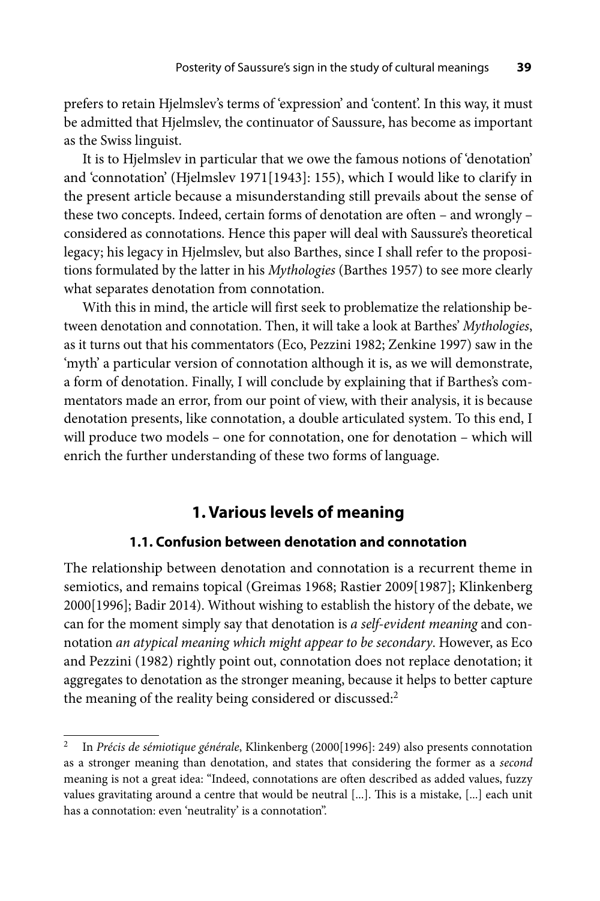prefers to retain Hjelmslev's terms of 'expression' and 'content'. In this way, it must be admitted that Hjelmslev, the continuator of Saussure, has become as important as the Swiss linguist.

It is to Hjelmslev in particular that we owe the famous notions of 'denotation' and 'connotation' (Hjelmslev 1971[1943]: 155), which I would like to clarify in the present article because a misunderstanding still prevails about the sense of these two concepts. Indeed, certain forms of denotation are often – and wrongly – considered as connotations. Hence this paper will deal with Saussure's theoretical legacy; his legacy in Hjelmslev, but also Barthes, since I shall refer to the propositions formulated by the latter in his *Mythologies* (Barthes 1957) to see more clearly what separates denotation from connotation.

With this in mind, the article will first seek to problematize the relationship between denotation and connotation. Then, it will take a look at Barthes' *Mythologies*, as it turns out that his commentators (Eco, Pezzini 1982; Zenkine 1997) saw in the 'myth' a particular version of connotation although it is, as we will demonstrate, a form of denotation. Finally, I will conclude by explaining that if Barthes's commentators made an error, from our point of view, with their analysis, it is because denotation presents, like connotation, a double articulated system. To this end, I will produce two models – one for connotation, one for denotation – which will enrich the further understanding of these two forms of language.

## 1. Various levels of meaning

### 1.1. Confusion between denotation and connotation

The relationship between denotation and connotation is a recurrent theme in semiotics, and remains topical (Greimas 1968; Rastier 2009[1987]; Klinkenberg 2000[1996]; Badir 2014). Without wishing to establish the history of the debate, we can for the moment simply say that denotation is *a self-evident meaning* and connotation *an atypical meaning which might appear to be secondary*. However, as Eco and Pezzini (1982) rightly point out, connotation does not replace denotation; it aggregates to denotation as the stronger meaning, because it helps to better capture the meaning of the reality being considered or discussed:[2]

[2] In *Précis de sémiotique générale*, Klinkenberg (2000[1996]: 249) also presents connotation as a stronger meaning than denotation, and states that considering the former as a *second* meaning is not a great idea: "Indeed, connotations are often described as added values, fuzzy values gravitating around a centre that would be neutral [...]. This is a mistake, [...] each unit has a connotation: even 'neutrality' is a connotation".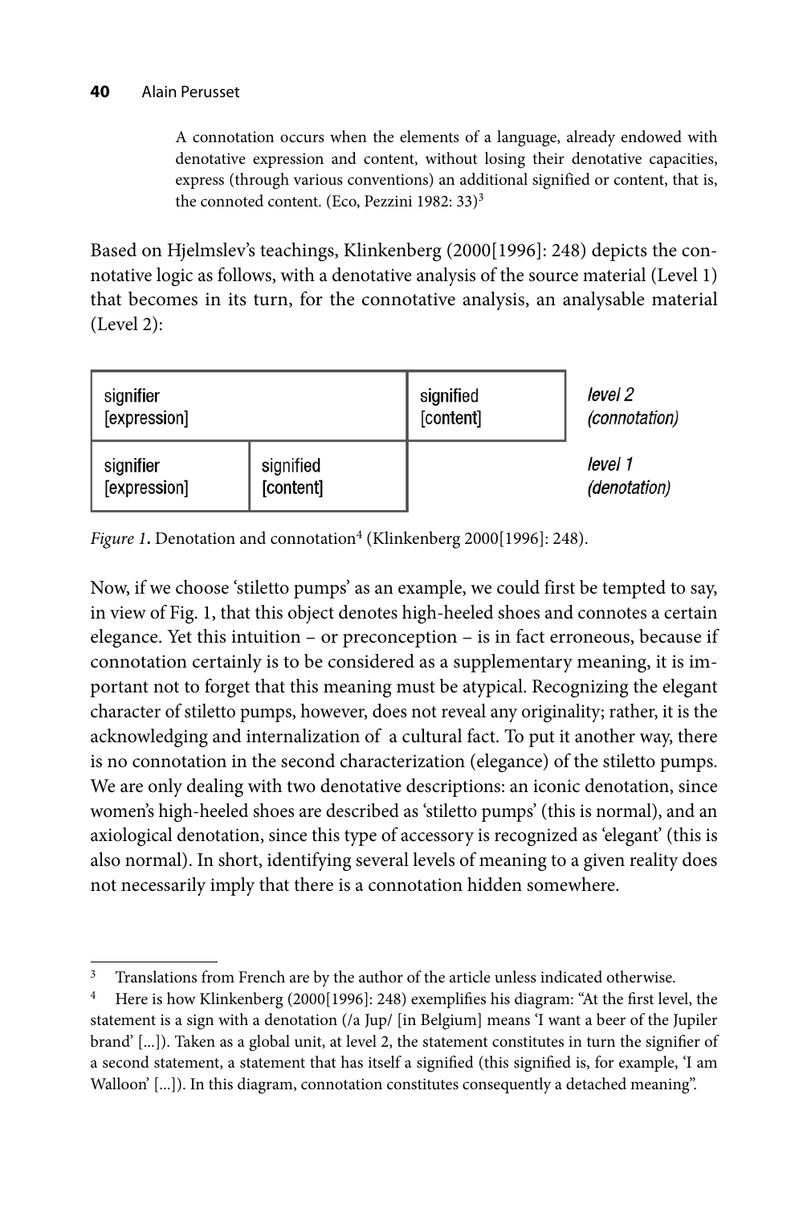> A connotation occurs when the elements of a language, already endowed with denotative expression and content, without losing their denotative capacities, express (through various conventions) an additional signified or content, that is, the connoted content. (Eco, Pezzini 1982: 33)[3]

Based on Hjelmslev's teachings, Klinkenberg (2000[1996]: 248) depicts the connotative logic as follows, with a denotative analysis of the source material (Level 1) that becomes in its turn, for the connotative analysis, an analysable material (Level 2):

| signifier [expression] | | signified [content] | *level 2 (connotation)* |
|---|---|---|---|
| signifier [expression] | signified [content] | | *level 1 (denotation)* |

*Figure 1*. Denotation and connotation[4] (Klinkenberg 2000[1996]: 248).

Now, if we choose 'stiletto pumps' as an example, we could first be tempted to say, in view of Fig. 1, that this object denotes high-heeled shoes and connotes a certain elegance. Yet this intuition – or preconception – is in fact erroneous, because if connotation certainly is to be considered as a supplementary meaning, it is important not to forget that this meaning must be atypical. Recognizing the elegant character of stiletto pumps, however, does not reveal any originality; rather, it is the acknowledging and internalization of a cultural fact. To put it another way, there is no connotation in the second characterization (elegance) of the stiletto pumps. We are only dealing with two denotative descriptions: an iconic denotation, since women's high-heeled shoes are described as 'stiletto pumps' (this is normal), and an axiological denotation, since this type of accessory is recognized as 'elegant' (this is also normal). In short, identifying several levels of meaning to a given reality does not necessarily imply that there is a connotation hidden somewhere.

---

[3] Translations from French are by the author of the article unless indicated otherwise.

[4] Here is how Klinkenberg (2000[1996]: 248) exemplifies his diagram: "At the first level, the statement is a sign with a denotation (/a Jup/ [in Belgium] means 'I want a beer of the Jupiler brand' [...]). Taken as a global unit, at level 2, the statement constitutes in turn the signifier of a second statement, a statement that has itself a signified (this signified is, for example, 'I am Walloon' [...]). In this diagram, connotation constitutes consequently a detached meaning".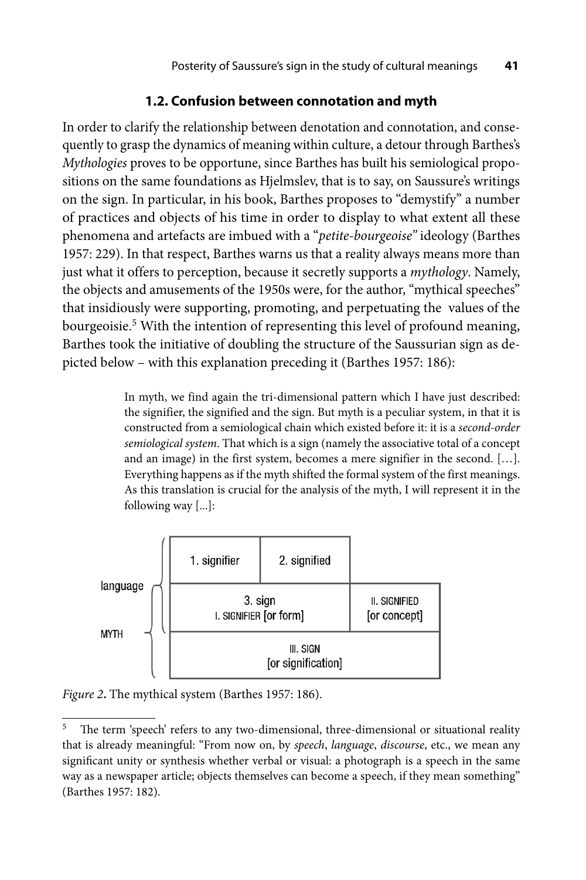### 1.2. Confusion between connotation and myth

In order to clarify the relationship between denotation and connotation, and consequently to grasp the dynamics of meaning within culture, a detour through Barthes's *Mythologies* proves to be opportune, since Barthes has built his semiological propositions on the same foundations as Hjelmslev, that is to say, on Saussure's writings on the sign. In particular, in his book, Barthes proposes to "demystify" a number of practices and objects of his time in order to display to what extent all these phenomena and artefacts are imbued with a "*petite-bourgeoise*" ideology (Barthes 1957: 229). In that respect, Barthes warns us that a reality always means more than just what it offers to perception, because it secretly supports a *mythology*. Namely, the objects and amusements of the 1950s were, for the author, "mythical speeches" that insidiously were supporting, promoting, and perpetuating the values of the bourgeoisie.[5] With the intention of representing this level of profound meaning, Barthes took the initiative of doubling the structure of the Saussurian sign as depicted below – with this explanation preceding it (Barthes 1957: 186):

> In myth, we find again the tri-dimensional pattern which I have just described: the signifier, the signified and the sign. But myth is a peculiar system, in that it is constructed from a semiological chain which existed before it: it is a *second-order semiological system*. That which is a sign (namely the associative total of a concept and an image) in the first system, becomes a mere signifier in the second. […]. Everything happens as if the myth shifted the formal system of the first meanings. As this translation is crucial for the analysis of the myth, I will represent it in the following way [...]:

| | | | |
|---|---|---|---|
| language | 1. signifier | 2. signified | |
| | 3. sign<br>I. SIGNIFIER [or form] | | II. SIGNIFIED<br>[or concept] |
| MYTH | III. SIGN<br>[or signification] | | |

*Figure 2.* The mythical system (Barthes 1957: 186).

---

[5] The term 'speech' refers to any two-dimensional, three-dimensional or situational reality that is already meaningful: "From now on, by *speech*, *language*, *discourse*, etc., we mean any significant unity or synthesis whether verbal or visual: a photograph is a speech in the same way as a newspaper article; objects themselves can become a speech, if they mean something" (Barthes 1957: 182).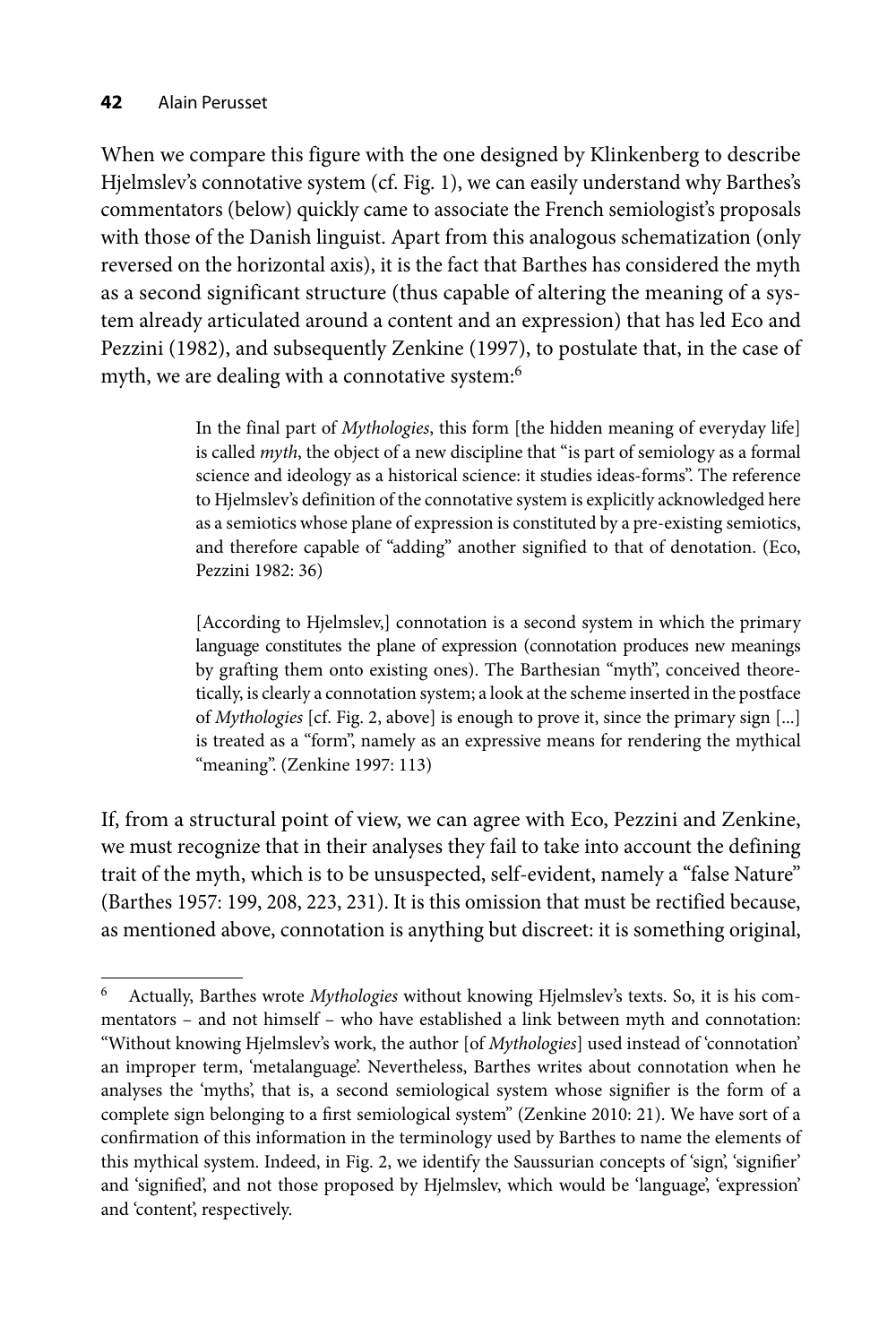When we compare this figure with the one designed by Klinkenberg to describe Hjelmslev's connotative system (cf. Fig. 1), we can easily understand why Barthes's commentators (below) quickly came to associate the French semiologist's proposals with those of the Danish linguist. Apart from this analogous schematization (only reversed on the horizontal axis), it is the fact that Barthes has considered the myth as a second significant structure (thus capable of altering the meaning of a system already articulated around a content and an expression) that has led Eco and Pezzini (1982), and subsequently Zenkine (1997), to postulate that, in the case of myth, we are dealing with a connotative system:[6]

> In the final part of *Mythologies*, this form [the hidden meaning of everyday life] is called *myth*, the object of a new discipline that "is part of semiology as a formal science and ideology as a historical science: it studies ideas-forms". The reference to Hjelmslev's definition of the connotative system is explicitly acknowledged here as a semiotics whose plane of expression is constituted by a pre-existing semiotics, and therefore capable of "adding" another signified to that of denotation. (Eco, Pezzini 1982: 36)

> [According to Hjelmslev,] connotation is a second system in which the primary language constitutes the plane of expression (connotation produces new meanings by grafting them onto existing ones). The Barthesian "myth", conceived theoretically, is clearly a connotation system; a look at the scheme inserted in the postface of *Mythologies* [cf. Fig. 2, above] is enough to prove it, since the primary sign [...] is treated as a "form", namely as an expressive means for rendering the mythical "meaning". (Zenkine 1997: 113)

If, from a structural point of view, we can agree with Eco, Pezzini and Zenkine, we must recognize that in their analyses they fail to take into account the defining trait of the myth, which is to be unsuspected, self-evident, namely a "false Nature" (Barthes 1957: 199, 208, 223, 231). It is this omission that must be rectified because, as mentioned above, connotation is anything but discreet: it is something original,

---

[6] Actually, Barthes wrote *Mythologies* without knowing Hjelmslev's texts. So, it is his commentators – and not himself – who have established a link between myth and connotation: "Without knowing Hjelmslev's work, the author [of *Mythologies*] used instead of 'connotation' an improper term, 'metalanguage'. Nevertheless, Barthes writes about connotation when he analyses the 'myths', that is, a second semiological system whose signifier is the form of a complete sign belonging to a first semiological system" (Zenkine 2010: 21). We have sort of a confirmation of this information in the terminology used by Barthes to name the elements of this mythical system. Indeed, in Fig. 2, we identify the Saussurian concepts of 'sign', 'signifier' and 'signified', and not those proposed by Hjelmslev, which would be 'language', 'expression' and 'content', respectively.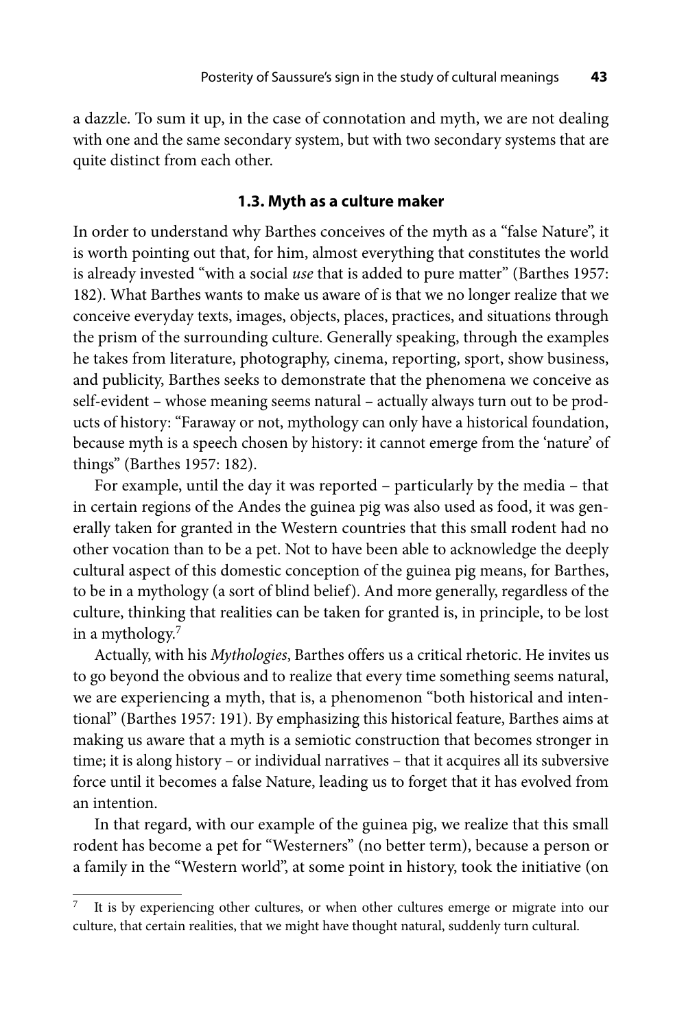a dazzle. To sum it up, in the case of connotation and myth, we are not dealing with one and the same secondary system, but with two secondary systems that are quite distinct from each other.

### 1.3. Myth as a culture maker

In order to understand why Barthes conceives of the myth as a "false Nature", it is worth pointing out that, for him, almost everything that constitutes the world is already invested "with a social *use* that is added to pure matter" (Barthes 1957: 182). What Barthes wants to make us aware of is that we no longer realize that we conceive everyday texts, images, objects, places, practices, and situations through the prism of the surrounding culture. Generally speaking, through the examples he takes from literature, photography, cinema, reporting, sport, show business, and publicity, Barthes seeks to demonstrate that the phenomena we conceive as self-evident – whose meaning seems natural – actually always turn out to be products of history: "Faraway or not, mythology can only have a historical foundation, because myth is a speech chosen by history: it cannot emerge from the 'nature' of things" (Barthes 1957: 182).

For example, until the day it was reported – particularly by the media – that in certain regions of the Andes the guinea pig was also used as food, it was generally taken for granted in the Western countries that this small rodent had no other vocation than to be a pet. Not to have been able to acknowledge the deeply cultural aspect of this domestic conception of the guinea pig means, for Barthes, to be in a mythology (a sort of blind belief). And more generally, regardless of the culture, thinking that realities can be taken for granted is, in principle, to be lost in a mythology.[7]

Actually, with his *Mythologies*, Barthes offers us a critical rhetoric. He invites us to go beyond the obvious and to realize that every time something seems natural, we are experiencing a myth, that is, a phenomenon "both historical and intentional" (Barthes 1957: 191). By emphasizing this historical feature, Barthes aims at making us aware that a myth is a semiotic construction that becomes stronger in time; it is along history – or individual narratives – that it acquires all its subversive force until it becomes a false Nature, leading us to forget that it has evolved from an intention.

In that regard, with our example of the guinea pig, we realize that this small rodent has become a pet for "Westerners" (no better term), because a person or a family in the "Western world", at some point in history, took the initiative (on

[7] It is by experiencing other cultures, or when other cultures emerge or migrate into our culture, that certain realities, that we might have thought natural, suddenly turn cultural.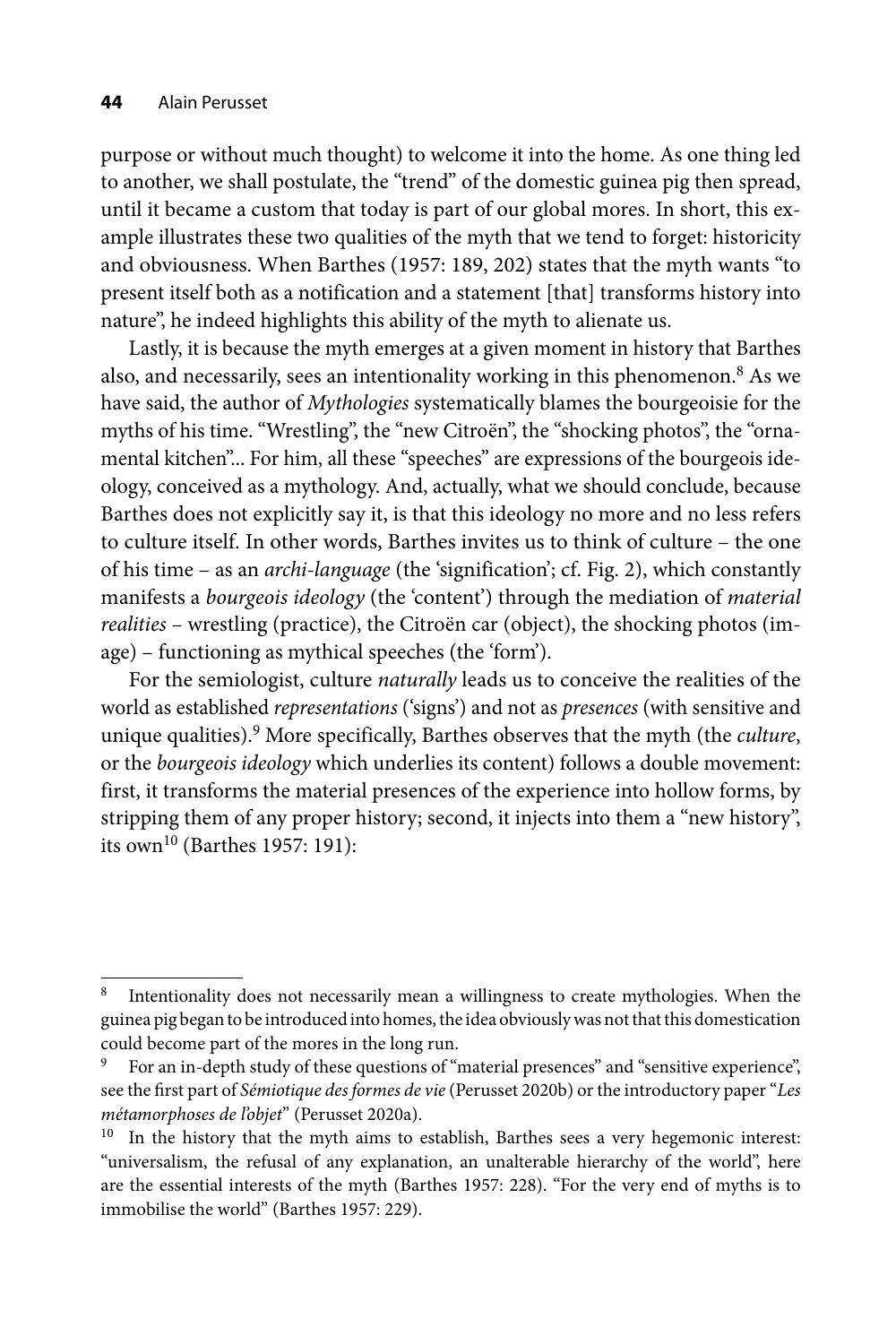purpose or without much thought) to welcome it into the home. As one thing led to another, we shall postulate, the "trend" of the domestic guinea pig then spread, until it became a custom that today is part of our global mores. In short, this example illustrates these two qualities of the myth that we tend to forget: historicity and obviousness. When Barthes (1957: 189, 202) states that the myth wants "to present itself both as a notification and a statement [that] transforms history into nature", he indeed highlights this ability of the myth to alienate us.

Lastly, it is because the myth emerges at a given moment in history that Barthes also, and necessarily, sees an intentionality working in this phenomenon.[8] As we have said, the author of *Mythologies* systematically blames the bourgeoisie for the myths of his time. "Wrestling", the "new Citroën", the "shocking photos", the "ornamental kitchen"... For him, all these "speeches" are expressions of the bourgeois ideology, conceived as a mythology. And, actually, what we should conclude, because Barthes does not explicitly say it, is that this ideology no more and no less refers to culture itself. In other words, Barthes invites us to think of culture – the one of his time – as an *archi-language* (the 'signification'; cf. Fig. 2), which constantly manifests a *bourgeois ideology* (the 'content') through the mediation of *material realities* – wrestling (practice), the Citroën car (object), the shocking photos (image) – functioning as mythical speeches (the 'form').

For the semiologist, culture *naturally* leads us to conceive the realities of the world as established *representations* ('signs') and not as *presences* (with sensitive and unique qualities).[9] More specifically, Barthes observes that the myth (the *culture*, or the *bourgeois ideology* which underlies its content) follows a double movement: first, it transforms the material presences of the experience into hollow forms, by stripping them of any proper history; second, it injects into them a "new history", its own[10] (Barthes 1957: 191):

---

[8] Intentionality does not necessarily mean a willingness to create mythologies. When the guinea pig began to be introduced into homes, the idea obviously was not that this domestication could become part of the mores in the long run.

[9] For an in-depth study of these questions of "material presences" and "sensitive experience", see the first part of *Sémiotique des formes de vie* (Perusset 2020b) or the introductory paper "*Les métamorphoses de l'objet*" (Perusset 2020a).

[10] In the history that the myth aims to establish, Barthes sees a very hegemonic interest: "universalism, the refusal of any explanation, an unalterable hierarchy of the world", here are the essential interests of the myth (Barthes 1957: 228). "For the very end of myths is to immobilise the world" (Barthes 1957: 229).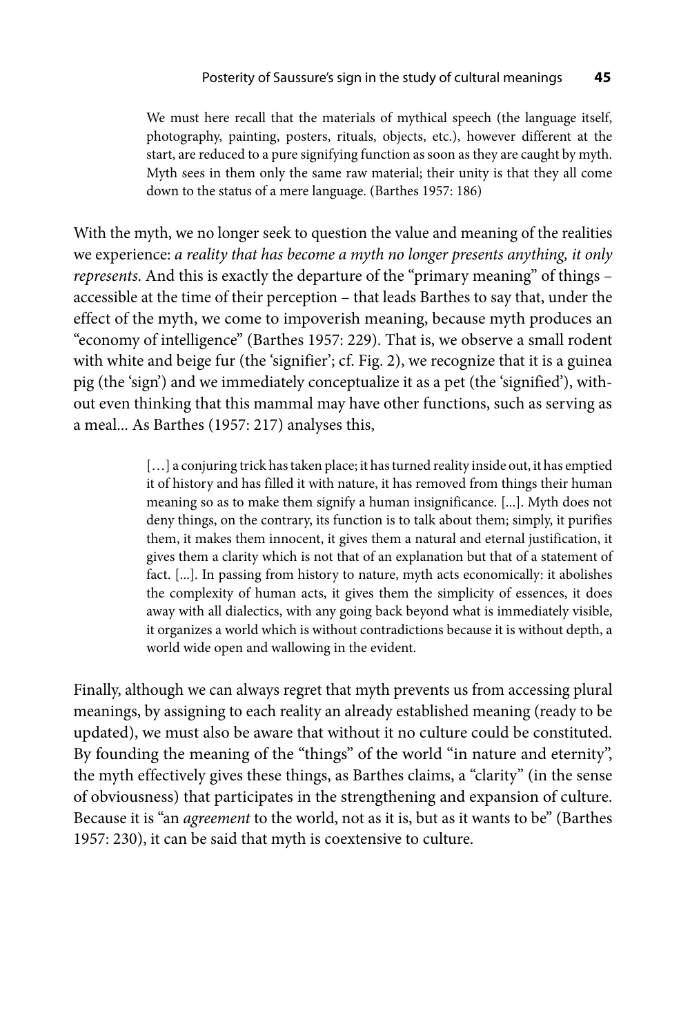> We must here recall that the materials of mythical speech (the language itself, photography, painting, posters, rituals, objects, etc.), however different at the start, are reduced to a pure signifying function as soon as they are caught by myth. Myth sees in them only the same raw material; their unity is that they all come down to the status of a mere language. (Barthes 1957: 186)

With the myth, we no longer seek to question the value and meaning of the realities we experience: *a reality that has become a myth no longer presents anything, it only represents*. And this is exactly the departure of the "primary meaning" of things – accessible at the time of their perception – that leads Barthes to say that, under the effect of the myth, we come to impoverish meaning, because myth produces an "economy of intelligence" (Barthes 1957: 229). That is, we observe a small rodent with white and beige fur (the 'signifier'; cf. Fig. 2), we recognize that it is a guinea pig (the 'sign') and we immediately conceptualize it as a pet (the 'signified'), without even thinking that this mammal may have other functions, such as serving as a meal... As Barthes (1957: 217) analyses this,

> […] a conjuring trick has taken place; it has turned reality inside out, it has emptied it of history and has filled it with nature, it has removed from things their human meaning so as to make them signify a human insignificance. [...]. Myth does not deny things, on the contrary, its function is to talk about them; simply, it purifies them, it makes them innocent, it gives them a natural and eternal justification, it gives them a clarity which is not that of an explanation but that of a statement of fact. [...]. In passing from history to nature, myth acts economically: it abolishes the complexity of human acts, it gives them the simplicity of essences, it does away with all dialectics, with any going back beyond what is immediately visible, it organizes a world which is without contradictions because it is without depth, a world wide open and wallowing in the evident.

Finally, although we can always regret that myth prevents us from accessing plural meanings, by assigning to each reality an already established meaning (ready to be updated), we must also be aware that without it no culture could be constituted. By founding the meaning of the "things" of the world "in nature and eternity", the myth effectively gives these things, as Barthes claims, a "clarity" (in the sense of obviousness) that participates in the strengthening and expansion of culture. Because it is "an *agreement* to the world, not as it is, but as it wants to be" (Barthes 1957: 230), it can be said that myth is coextensive to culture.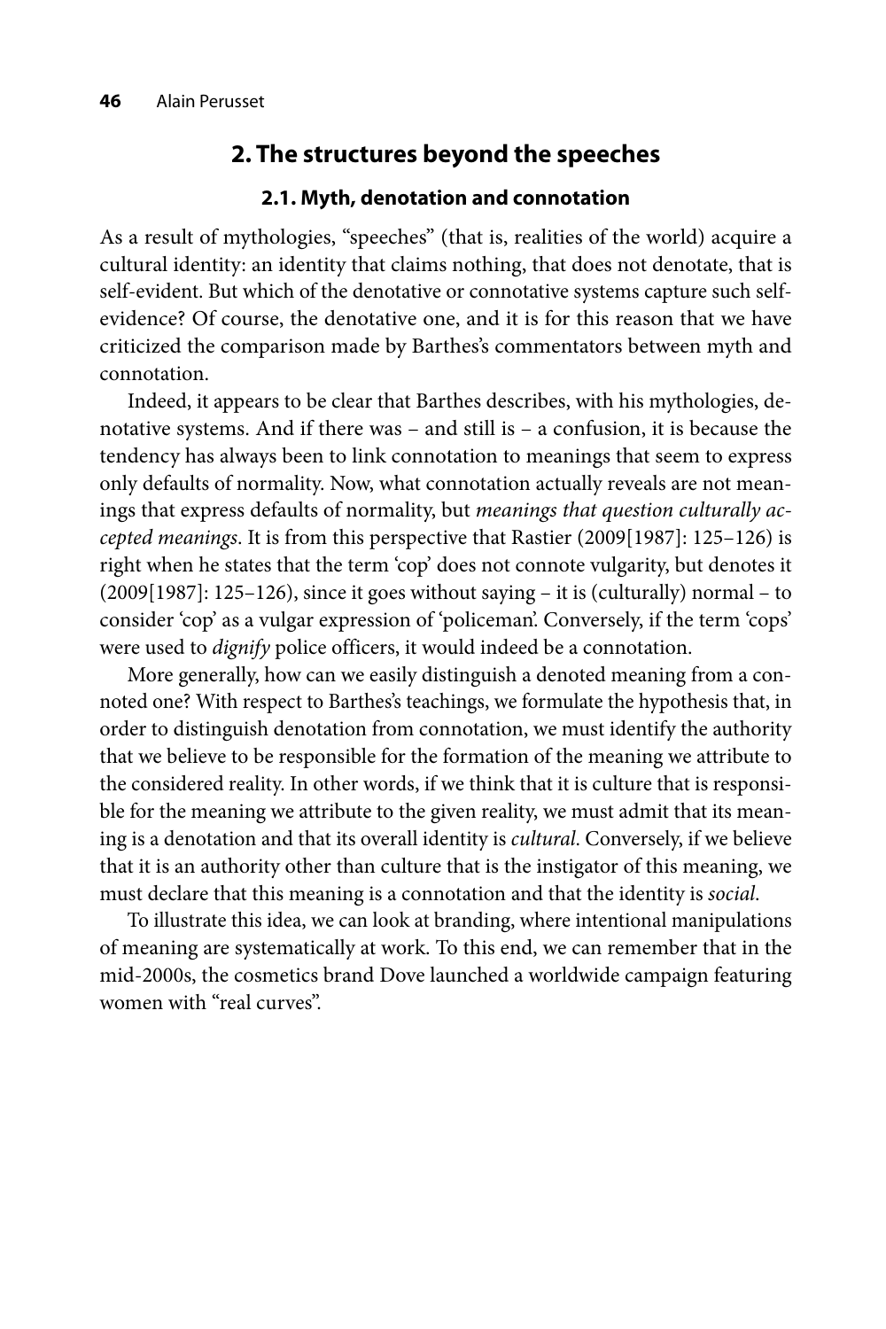## 2. The structures beyond the speeches

### 2.1. Myth, denotation and connotation

As a result of mythologies, "speeches" (that is, realities of the world) acquire a cultural identity: an identity that claims nothing, that does not denotate, that is self-evident. But which of the denotative or connotative systems capture such self-evidence? Of course, the denotative one, and it is for this reason that we have criticized the comparison made by Barthes's commentators between myth and connotation.

Indeed, it appears to be clear that Barthes describes, with his mythologies, denotative systems. And if there was – and still is – a confusion, it is because the tendency has always been to link connotation to meanings that seem to express only defaults of normality. Now, what connotation actually reveals are not meanings that express defaults of normality, but *meanings that question culturally accepted meanings*. It is from this perspective that Rastier (2009[1987]: 125–126) is right when he states that the term 'cop' does not connote vulgarity, but denotes it (2009[1987]: 125–126), since it goes without saying – it is (culturally) normal – to consider 'cop' as a vulgar expression of 'policeman'. Conversely, if the term 'cops' were used to *dignify* police officers, it would indeed be a connotation.

More generally, how can we easily distinguish a denoted meaning from a connoted one? With respect to Barthes's teachings, we formulate the hypothesis that, in order to distinguish denotation from connotation, we must identify the authority that we believe to be responsible for the formation of the meaning we attribute to the considered reality. In other words, if we think that it is culture that is responsible for the meaning we attribute to the given reality, we must admit that its meaning is a denotation and that its overall identity is *cultural*. Conversely, if we believe that it is an authority other than culture that is the instigator of this meaning, we must declare that this meaning is a connotation and that the identity is *social*.

To illustrate this idea, we can look at branding, where intentional manipulations of meaning are systematically at work. To this end, we can remember that in the mid-2000s, the cosmetics brand Dove launched a worldwide campaign featuring women with "real curves".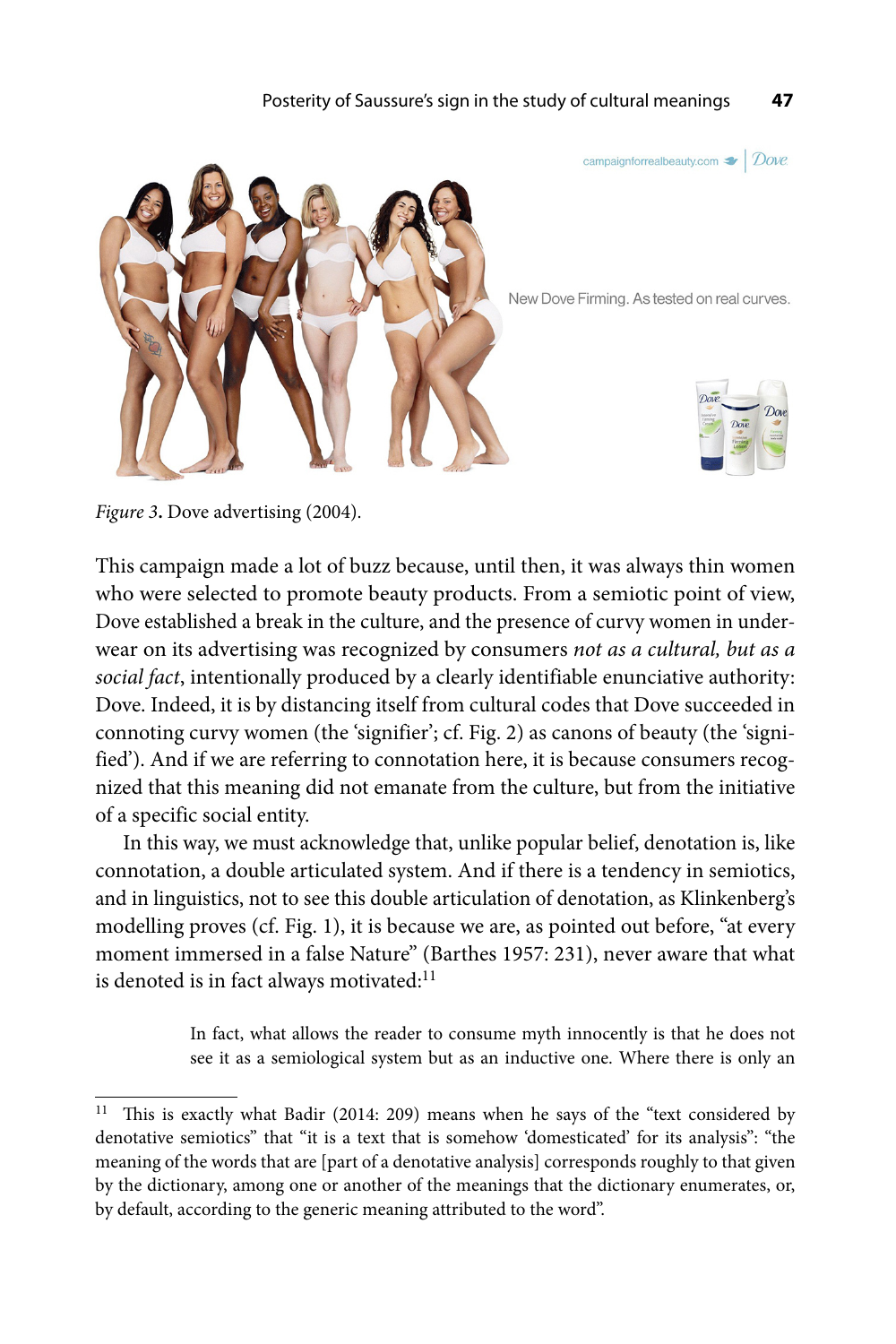*Figure 3*. Dove advertising (2004).

This campaign made a lot of buzz because, until then, it was always thin women who were selected to promote beauty products. From a semiotic point of view, Dove established a break in the culture, and the presence of curvy women in underwear on its advertising was recognized by consumers *not as a cultural, but as a social fact*, intentionally produced by a clearly identifiable enunciative authority: Dove. Indeed, it is by distancing itself from cultural codes that Dove succeeded in connoting curvy women (the 'signifier'; cf. Fig. 2) as canons of beauty (the 'signified'). And if we are referring to connotation here, it is because consumers recognized that this meaning did not emanate from the culture, but from the initiative of a specific social entity.

In this way, we must acknowledge that, unlike popular belief, denotation is, like connotation, a double articulated system. And if there is a tendency in semiotics, and in linguistics, not to see this double articulation of denotation, as Klinkenberg's modelling proves (cf. Fig. 1), it is because we are, as pointed out before, "at every moment immersed in a false Nature" (Barthes 1957: 231), never aware that what is denoted is in fact always motivated:[11]

> In fact, what allows the reader to consume myth innocently is that he does not see it as a semiological system but as an inductive one. Where there is only an

[11] This is exactly what Badir (2014: 209) means when he says of the "text considered by denotative semiotics" that "it is a text that is somehow 'domesticated' for its analysis": "the meaning of the words that are [part of a denotative analysis] corresponds roughly to that given by the dictionary, among one or another of the meanings that the dictionary enumerates, or, by default, according to the generic meaning attributed to the word".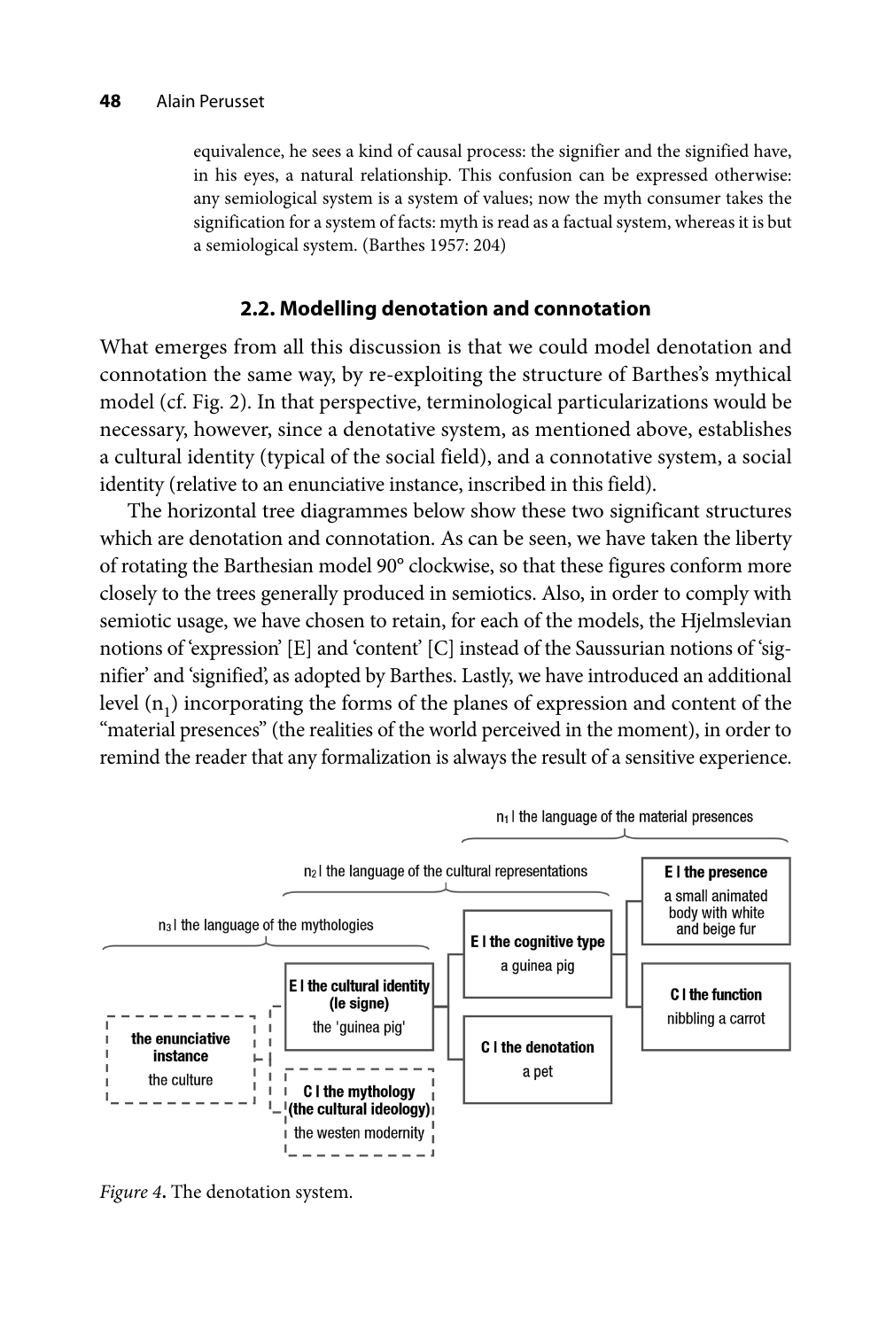equivalence, he sees a kind of causal process: the signifier and the signified have, in his eyes, a natural relationship. This confusion can be expressed otherwise: any semiological system is a system of values; now the myth consumer takes the signification for a system of facts: myth is read as a factual system, whereas it is but a semiological system. (Barthes 1957: 204)

### 2.2. Modelling denotation and connotation

What emerges from all this discussion is that we could model denotation and connotation the same way, by re-exploiting the structure of Barthes's mythical model (cf. Fig. 2). In that perspective, terminological particularizations would be necessary, however, since a denotative system, as mentioned above, establishes a cultural identity (typical of the social field), and a connotative system, a social identity (relative to an enunciative instance, inscribed in this field).

The horizontal tree diagrammes below show these two significant structures which are denotation and connotation. As can be seen, we have taken the liberty of rotating the Barthesian model 90° clockwise, so that these figures conform more closely to the trees generally produced in semiotics. Also, in order to comply with semiotic usage, we have chosen to retain, for each of the models, the Hjelmslevian notions of 'expression' [E] and 'content' [C] instead of the Saussurian notions of 'signifier' and 'signified', as adopted by Barthes. Lastly, we have introduced an additional level ($n_1$) incorporating the forms of the planes of expression and content of the "material presences" (the realities of the world perceived in the moment), in order to remind the reader that any formalization is always the result of a sensitive experience.

$n_1$ | the language of the material presences

$n_2$ | the language of the cultural representations

$n_3$ | the language of the mythologies

**the enunciative instance**
the culture

**E | the cultural identity (le signe)**
the 'guinea pig'

**C | the mythology (the cultural ideology)**
the westen modernity

**E | the cognitive type**
a guinea pig

**C | the denotation**
a pet

**E | the presence**
a small animated body with white and beige fur

**C | the function**
nibbling a carrot

*Figure 4.* The denotation system.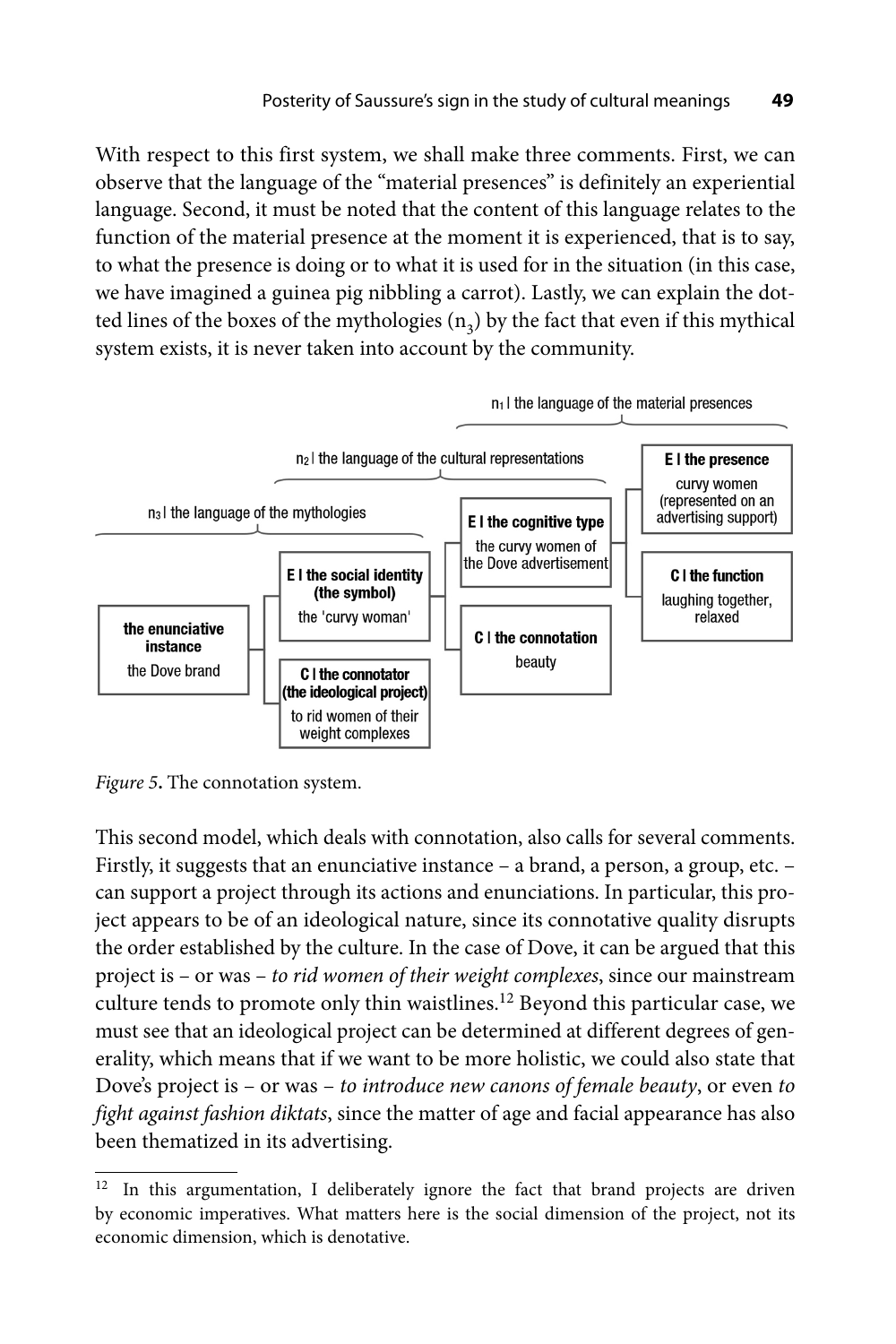With respect to this first system, we shall make three comments. First, we can observe that the language of the “material presences” is definitely an experiential language. Second, it must be noted that the content of this language relates to the function of the material presence at the moment it is experienced, that is to say, to what the presence is doing or to what it is used for in the situation (in this case, we have imagined a guinea pig nibbling a carrot). Lastly, we can explain the dotted lines of the boxes of the mythologies ($n_3$) by the fact that even if this mythical system exists, it is never taken into account by the community.

$n_1$ | the language of the material presences

$n_2$ | the language of the cultural representations

$n_3$ | the language of the mythologies

- **the enunciative instance**: the Dove brand
  - **E | the social identity (the symbol)**: the 'curvy woman'
    - **E | the cognitive type**: the curvy women of the Dove advertisement
      - **E | the presence**: curvy women (represented on an advertising support)
      - **C | the function**: laughing together, relaxed
    - **C | the connotation**: beauty
  - **C | the connotator (the ideological project)**: to rid women of their weight complexes

*Figure 5.* The connotation system.

This second model, which deals with connotation, also calls for several comments. Firstly, it suggests that an enunciative instance – a brand, a person, a group, etc. – can support a project through its actions and enunciations. In particular, this project appears to be of an ideological nature, since its connotative quality disrupts the order established by the culture. In the case of Dove, it can be argued that this project is – or was – *to rid women of their weight complexes*, since our mainstream culture tends to promote only thin waistlines.[12] Beyond this particular case, we must see that an ideological project can be determined at different degrees of generality, which means that if we want to be more holistic, we could also state that Dove's project is – or was – *to introduce new canons of female beauty*, or even *to fight against fashion diktats*, since the matter of age and facial appearance has also been thematized in its advertising.

---

[12] In this argumentation, I deliberately ignore the fact that brand projects are driven by economic imperatives. What matters here is the social dimension of the project, not its economic dimension, which is denotative.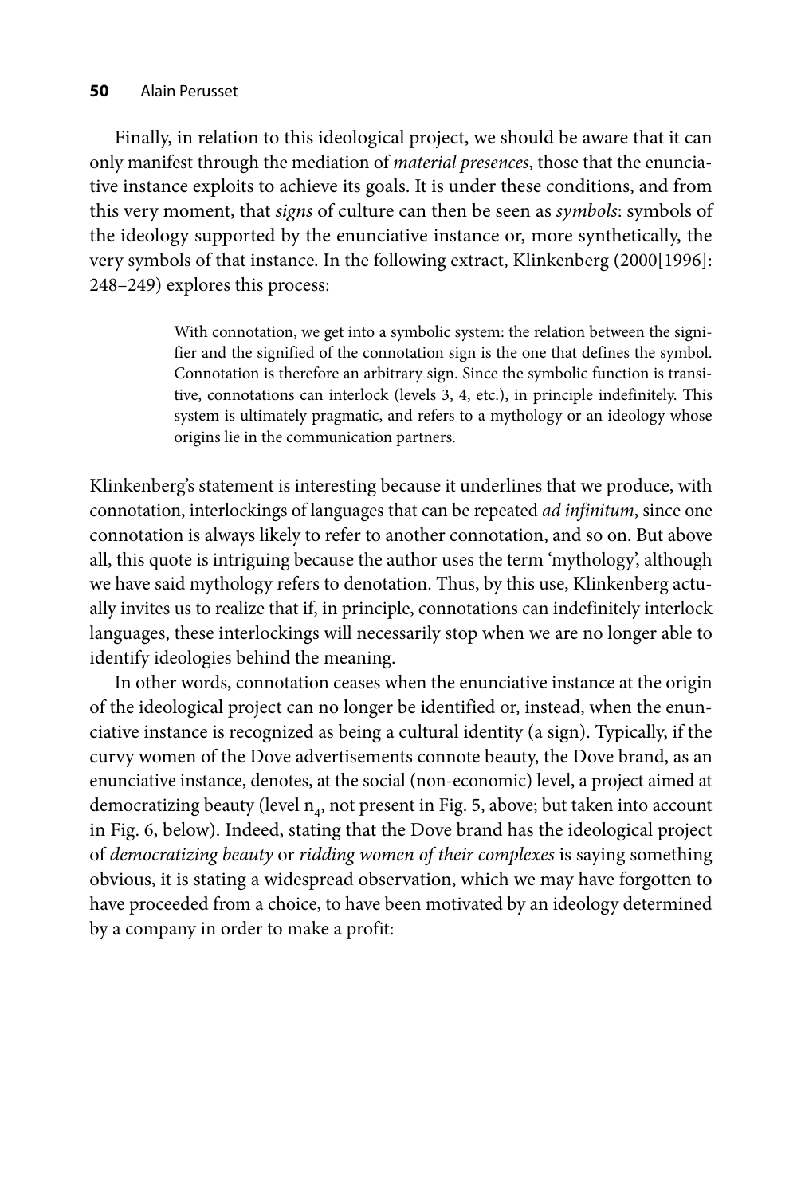Finally, in relation to this ideological project, we should be aware that it can only manifest through the mediation of *material presences*, those that the enunciative instance exploits to achieve its goals. It is under these conditions, and from this very moment, that *signs* of culture can then be seen as *symbols*: symbols of the ideology supported by the enunciative instance or, more synthetically, the very symbols of that instance. In the following extract, Klinkenberg (2000[1996]: 248–249) explores this process:

> With connotation, we get into a symbolic system: the relation between the signifier and the signified of the connotation sign is the one that defines the symbol. Connotation is therefore an arbitrary sign. Since the symbolic function is transitive, connotations can interlock (levels 3, 4, etc.), in principle indefinitely. This system is ultimately pragmatic, and refers to a mythology or an ideology whose origins lie in the communication partners.

Klinkenberg's statement is interesting because it underlines that we produce, with connotation, interlockings of languages that can be repeated *ad infinitum*, since one connotation is always likely to refer to another connotation, and so on. But above all, this quote is intriguing because the author uses the term 'mythology', although we have said mythology refers to denotation. Thus, by this use, Klinkenberg actually invites us to realize that if, in principle, connotations can indefinitely interlock languages, these interlockings will necessarily stop when we are no longer able to identify ideologies behind the meaning.

In other words, connotation ceases when the enunciative instance at the origin of the ideological project can no longer be identified or, instead, when the enunciative instance is recognized as being a cultural identity (a sign). Typically, if the curvy women of the Dove advertisements connote beauty, the Dove brand, as an enunciative instance, denotes, at the social (non-economic) level, a project aimed at democratizing beauty (level $n_4$, not present in Fig. 5, above; but taken into account in Fig. 6, below). Indeed, stating that the Dove brand has the ideological project of *democratizing beauty* or *ridding women of their complexes* is saying something obvious, it is stating a widespread observation, which we may have forgotten to have proceeded from a choice, to have been motivated by an ideology determined by a company in order to make a profit: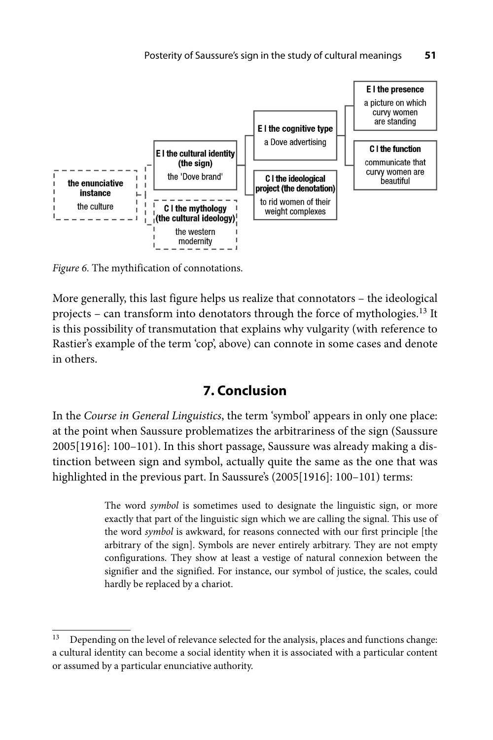the enunciative instance
the culture

E | the cultural identity (the sign)
the 'Dove brand'

C | the mythology (the cultural ideology)
the western modernity

E | the cognitive type
a Dove advertising

C | the ideological project (the denotation)
to rid women of their weight complexes

E | the presence
a picture on which curvy women are standing

C | the function
communicate that curvy women are beautiful

*Figure 6.* The mythification of connotations.

More generally, this last figure helps us realize that connotators – the ideological projects – can transform into denotators through the force of mythologies.[13] It is this possibility of transmutation that explains why vulgarity (with reference to Rastier's example of the term 'cop', above) can connote in some cases and denote in others.

## 7. Conclusion

In the *Course in General Linguistics*, the term 'symbol' appears in only one place: at the point when Saussure problematizes the arbitrariness of the sign (Saussure 2005[1916]: 100–101). In this short passage, Saussure was already making a distinction between sign and symbol, actually quite the same as the one that was highlighted in the previous part. In Saussure's (2005[1916]: 100–101) terms:

> The word *symbol* is sometimes used to designate the linguistic sign, or more exactly that part of the linguistic sign which we are calling the signal. This use of the word *symbol* is awkward, for reasons connected with our first principle [the arbitrary of the sign]. Symbols are never entirely arbitrary. They are not empty configurations. They show at least a vestige of natural connexion between the signifier and the signified. For instance, our symbol of justice, the scales, could hardly be replaced by a chariot.

---

[13] Depending on the level of relevance selected for the analysis, places and functions change: a cultural identity can become a social identity when it is associated with a particular content or assumed by a particular enunciative authority.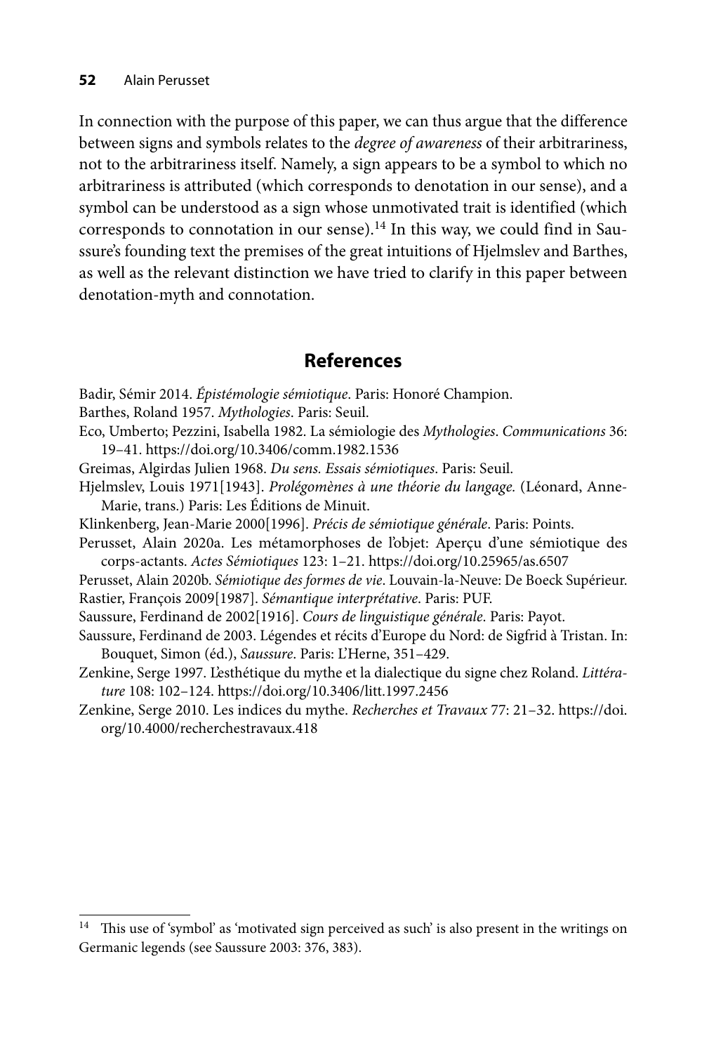In connection with the purpose of this paper, we can thus argue that the difference between signs and symbols relates to the *degree of awareness* of their arbitrariness, not to the arbitrariness itself. Namely, a sign appears to be a symbol to which no arbitrariness is attributed (which corresponds to denotation in our sense), and a symbol can be understood as a sign whose unmotivated trait is identified (which corresponds to connotation in our sense).[14] In this way, we could find in Saussure's founding text the premises of the great intuitions of Hjelmslev and Barthes, as well as the relevant distinction we have tried to clarify in this paper between denotation-myth and connotation.

## References

Badir, Sémir 2014. *Épistémologie sémiotique*. Paris: Honoré Champion.

Barthes, Roland 1957. *Mythologies*. Paris: Seuil.

Eco, Umberto; Pezzini, Isabella 1982. La sémiologie des *Mythologies*. *Communications* 36: 19–41. https://doi.org/10.3406/comm.1982.1536

Greimas, Algirdas Julien 1968. *Du sens. Essais sémiotiques*. Paris: Seuil.

Hjelmslev, Louis 1971[1943]. *Prolégomènes à une théorie du langage*. (Léonard, Anne-Marie, trans.) Paris: Les Éditions de Minuit.

Klinkenberg, Jean-Marie 2000[1996]. *Précis de sémiotique générale*. Paris: Points.

Perusset, Alain 2020a. Les métamorphoses de l'objet: Aperçu d'une sémiotique des corps-actants. *Actes Sémiotiques* 123: 1–21. https://doi.org/10.25965/as.6507

Perusset, Alain 2020b. *Sémiotique des formes de vie*. Louvain-la-Neuve: De Boeck Supérieur.

Rastier, François 2009[1987]. *Sémantique interprétative*. Paris: PUF.

Saussure, Ferdinand de 2002[1916]. *Cours de linguistique générale*. Paris: Payot.

Saussure, Ferdinand de 2003. Légendes et récits d'Europe du Nord: de Sigfrid à Tristan. In: Bouquet, Simon (éd.), *Saussure*. Paris: L'Herne, 351–429.

Zenkine, Serge 1997. L'esthétique du mythe et la dialectique du signe chez Roland. *Littérature* 108: 102–124. https://doi.org/10.3406/litt.1997.2456

Zenkine, Serge 2010. Les indices du mythe. *Recherches et Travaux* 77: 21–32. https://doi.org/10.4000/recherchestravaux.418

---

[14] This use of 'symbol' as 'motivated sign perceived as such' is also present in the writings on Germanic legends (see Saussure 2003: 376, 383).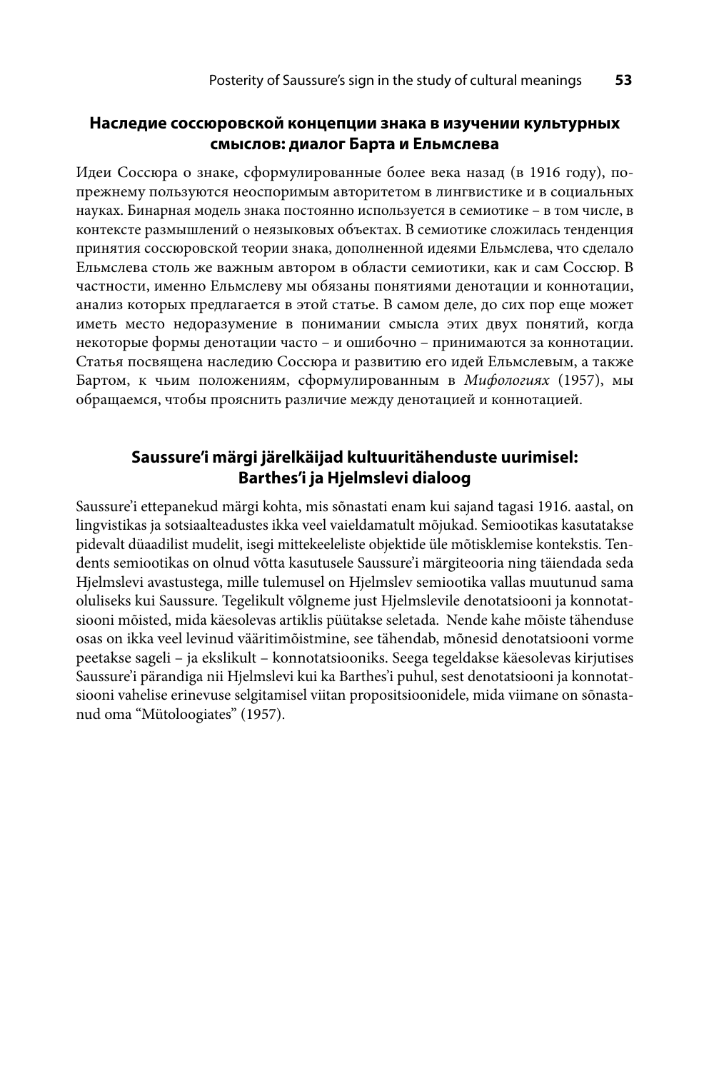## Наследие соссюровской концепции знака в изучении культурных смыслов: диалог Барта и Ельмслева

Идеи Соссюра о знаке, сформулированные более века назад (в 1916 году), по-прежнему пользуются неоспоримым авторитетом в лингвистике и в социальных науках. Бинарная модель знака постоянно используется в семиотике – в том числе, в контексте размышлений о неязыковых объектах. В семиотике сложилась тенденция принятия соссюровской теории знака, дополненной идеями Ельмслева, что сделало Ельмслева столь же важным автором в области семиотики, как и сам Соссюр. В частности, именно Ельмслеву мы обязаны понятиями денотации и коннотации, анализ которых предлагается в этой статье. В самом деле, до сих пор еще может иметь место недоразумение в понимании смысла этих двух понятий, когда некоторые формы денотации часто – и ошибочно – принимаются за коннотации. Статья посвящена наследию Соссюра и развитию его идей Ельмслевым, а также Бартом, к чьим положениям, сформулированным в *Мифологиях* (1957), мы обращаемся, чтобы прояснить различие между денотацией и коннотацией.

## Saussure'i märgi järelkäijad kultuuritähenduste uurimisel: Barthes'i ja Hjelmslevi dialoog

Saussure'i ettepanekud märgi kohta, mis sõnastati enam kui sajand tagasi 1916. aastal, on lingvistikas ja sotsiaalteadustes ikka veel vaieldamatult mõjukad. Semiootikas kasutatakse pidevalt düaadilist mudelit, isegi mittekeeleliste objektide üle mõtisklemise kontekstis. Tendents semiootikas on olnud võtta kasutusele Saussure'i märgiteooria ning täiendada seda Hjelmslevi avastustega, mille tulemusel on Hjelmslev semiootika vallas muutunud sama oluliseks kui Saussure. Tegelikult võlgneme just Hjelmslevile denotatsiooni ja konnotatsiooni mõisted, mida käesolevas artiklis püütakse seletada. Nende kahe mõiste tähenduse osas on ikka veel levinud vääritimõistmine, see tähendab, mõnesid denotatsiooni vorme peetakse sageli – ja ekslikult – konnotatsiooniks. Seega tegeldakse käesolevas kirjutises Saussure'i pärandiga nii Hjelmslevi kui ka Barthes'i puhul, sest denotatsiooni ja konnotatsiooni vahelise erinevuse selgitamisel viitan propositsioonidele, mida viimane on sõnastanud oma "Mütoloogiates" (1957).